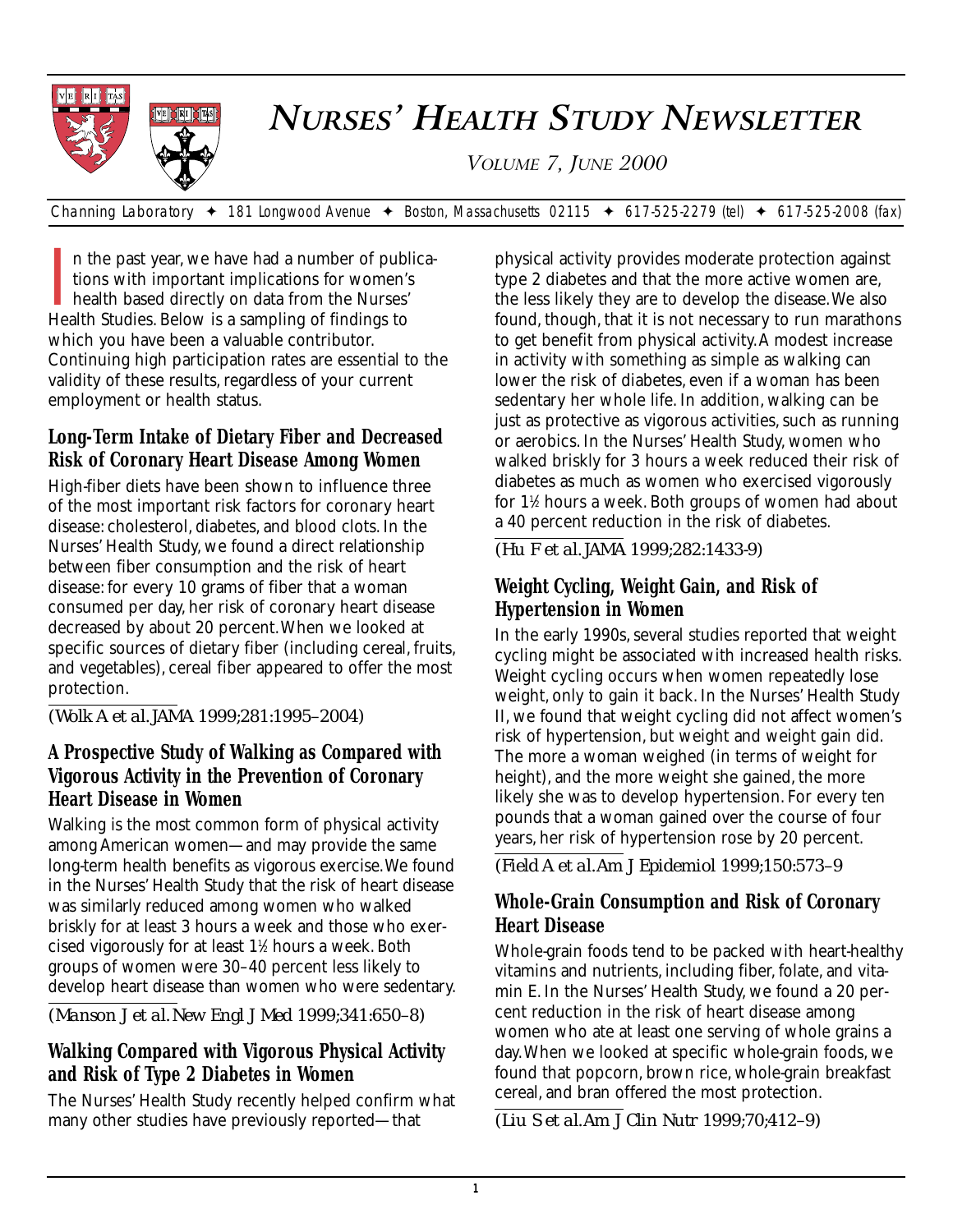# *NURSES' HEALTH STUDY NEWSLETTER*

*VOLUME 7, JUNE 2000*

Channing Laboratory ✦ 181 Longwood Avenue ✦ Boston, Massachusetts 02115 ✦ 617-525-2279 (tel) ✦ 617-525-2008 (fax)

In the past year, we have had a number of publications with important implications for women's health based directly on data from the Nurses' Health Studies. Below is a sampling of findings to which you have been a valuable contributor. Continuing high participation rates are essential to the validity of these results, regardless of your current employment or health status.

## Long-Term Intake of Dietary Fiber and Decreased Risk of Coronary Heart Disease Among Women

High-fiber diets have been shown to influence three of the most important risk factors for coronary heart disease: cholesterol, diabetes, and blood clots. In the Nurses' Health Study, we found a direct relationship between fiber consumption and the risk of heart disease: for every 10 grams of fiber that a woman consumed per day, her risk of coronary heart disease decreased by about 20 percent. When we looked at specific sources of dietary fiber (including cereal, fruits, and vegetables), cereal fiber appeared to offer the most protection.

*(Wolk A et al. JAMA 1999;281:1995–2004)*

## A Prospective Study of Walking as Compared with Vigorous Activity in the Prevention of Coronary Heart Disease in Women

Walking is the most common form of physical activity among American women—and may provide the same long-term health benefits as vigorous exercise. We found in the Nurses' Health Study that the risk of heart disease was similarly reduced among women who walked briskly for at least 3 hours a week and those who exercised vigorously for at least 1½ hours a week. Both groups of women were 30–40 percent less likely to develop heart disease than women who were sedentary.

*(Manson J et al. New Engl J Med 1999;341:650–8)*

## Walking Compared with Vigorous Physical Activity and Risk of Type 2 Diabetes in Women

The Nurses' Health Study recently helped confirm what many other studies have previously reported—that physical activity provides moderate protection against type 2 diabetes and that the more active women are, the less likely they are to develop the disease. We also found, though, that it is not necessary to run marathons to get benefit from physical activity. A modest increase in activity with something as simple as walking can lower the risk of diabetes, even if a woman has been sedentary her whole life. In addition, walking can be just as protective as vigorous activities, such as running or aerobics. In the Nurses' Health Study, women who walked briskly for 3 hours a week reduced their risk of diabetes as much as women who exercised vigorously for 1½ hours a week. Both groups of women had about a 40 percent reduction in the risk of diabetes.

*(Hu F et al. JAMA 1999;282:1433-9)*

## Weight Cycling, Weight Gain, and Risk of Hypertension in Women

In the early 1990s, several studies reported that weight cycling might be associated with increased health risks. Weight cycling occurs when women repeatedly lose weight, only to gain it back. In the Nurses' Health Study II, we found that weight cycling did not affect women's risk of hypertension, but weight and weight gain did. The more a woman weighed (in terms of weight for height), and the more weight she gained, the more likely she was to develop hypertension. For every ten pounds that a woman gained over the course of four years, her risk of hypertension rose by 20 percent.

*(Field A et al. Am J Epidemiol 1999;150:573–9*

## Whole-Grain Consumption and Risk of Coronary Heart Disease

Whole-grain foods tend to be packed with heart-healthy vitamins and nutrients, including fiber, folate, and vitamin E. In the Nurses' Health Study, we found a 20 percent reduction in the risk of heart disease among women who ate at least one serving of whole grains a day. When we looked at specific whole-grain foods, we found that popcorn, brown rice, whole-grain breakfast cereal, and bran offered the most protection.

*(Liu S et al. Am J Clin Nutr 1999;70;412–9)*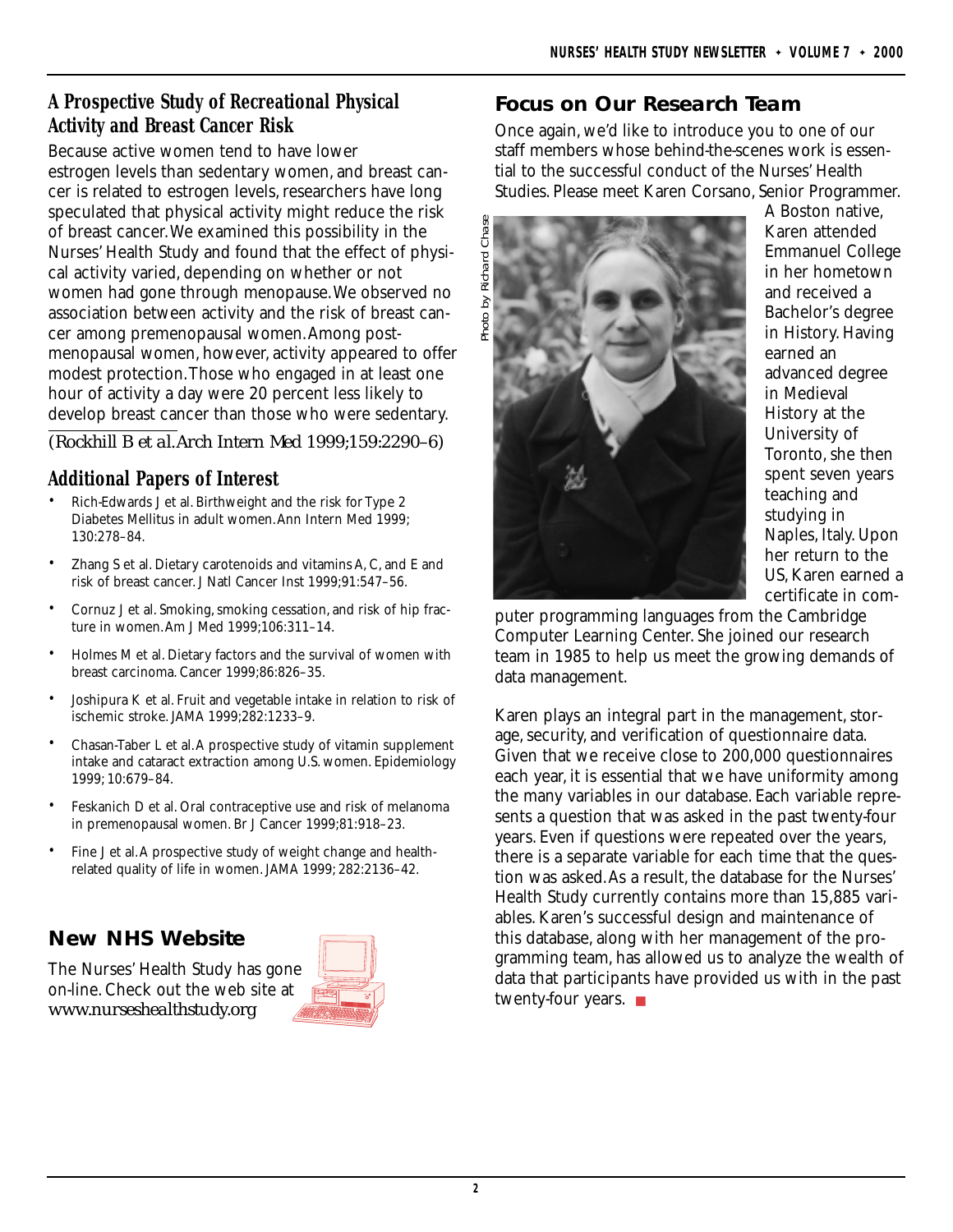## A Prospective Study of Recreational Physical Activity and Breast Cancer Risk

Because active women tend to have lower estrogen levels than sedentary women, and breast cancer is related to estrogen levels, researchers have long speculated that physical activity might reduce the risk of breast cancer. We examined this possibility in the Nurses' Health Study and found that the effect of physical activity varied, depending on whether or not women had gone through menopause. We observed no association between activity and the risk of breast cancer among premenopausal women. Among postmenopausal women, however, activity appeared to offer modest protection. Those who engaged in at least one hour of activity a day were 20 percent less likely to develop breast cancer than those who were sedentary.

(Rockhill B *et al.* Arch Intern Med 1999;159:2290–6)

## Additional Papers of Interest

- Rich-Edwards J et al. Birthweight and the risk for Type 2 Diabetes Mellitus in adult women. Ann Intern Med 1999; 130:278–84.
- Zhang S et al. Dietary carotenoids and vitamins A, C, and E and risk of breast cancer. J Natl Cancer Inst 1999;91:547–56.
- Cornuz J et al. Smoking, smoking cessation, and risk of hip fracture in women. Am J Med 1999;106:311–14.
- Holmes M et al. Dietary factors and the survival of women with breast carcinoma. Cancer 1999;86:826–35.
- Joshipura K et al. Fruit and vegetable intake in relation to risk of ischemic stroke. JAMA 1999;282:1233–9.
- Chasan-Taber L et al. A prospective study of vitamin supplement intake and cataract extraction among U.S. women. Epidemiology 1999; 10:679–84.
- Feskanich D et al. Oral contraceptive use and risk of melanoma in premenopausal women. Br J Cancer 1999;81:918–23.
- Fine J et al. A prospective study of weight change and health-related quality of life in women. JAMA 1999; 282:2136–42.

## New NHS Website

The Nurses' Health Study has gone on-line. Check out the web site at www.nurseshealthstudy.org

## Focus on Our Research Team

Once again, we'd like to introduce you to one of our staff members whose behind-the-scenes work is essential to the successful conduct of the Nurses' Health Studies. Please meet Karen Corsano, Senior Programmer.

Photo by Richard Chase

A Boston native, Karen attended Emmanuel College in her hometown and received a Bachelor's degree in History. Having earned an advanced degree in Medieval History at the University of Toronto, she then spent seven years teaching and studying in Naples, Italy. Upon her return to the US, Karen earned a certificate in computer programming languages from the Cambridge Computer Learning Center. She joined our research team in 1985 to help us meet the growing demands of data management.

Karen plays an integral part in the management, storage, security, and verification of questionnaire data. Given that we receive close to 200,000 questionnaires each year, it is essential that we have uniformity among the many variables in our database. Each variable represents a question that was asked in the past twenty-four years. Even if questions were repeated over the years, there is a separate variable for each time that the question was asked. As a result, the database for the Nurses' Health Study currently contains more than 15,885 variables. Karen's successful design and maintenance of this database, along with her management of the programming team, has allowed us to analyze the wealth of data that participants have provided us with in the past twenty-four years. ■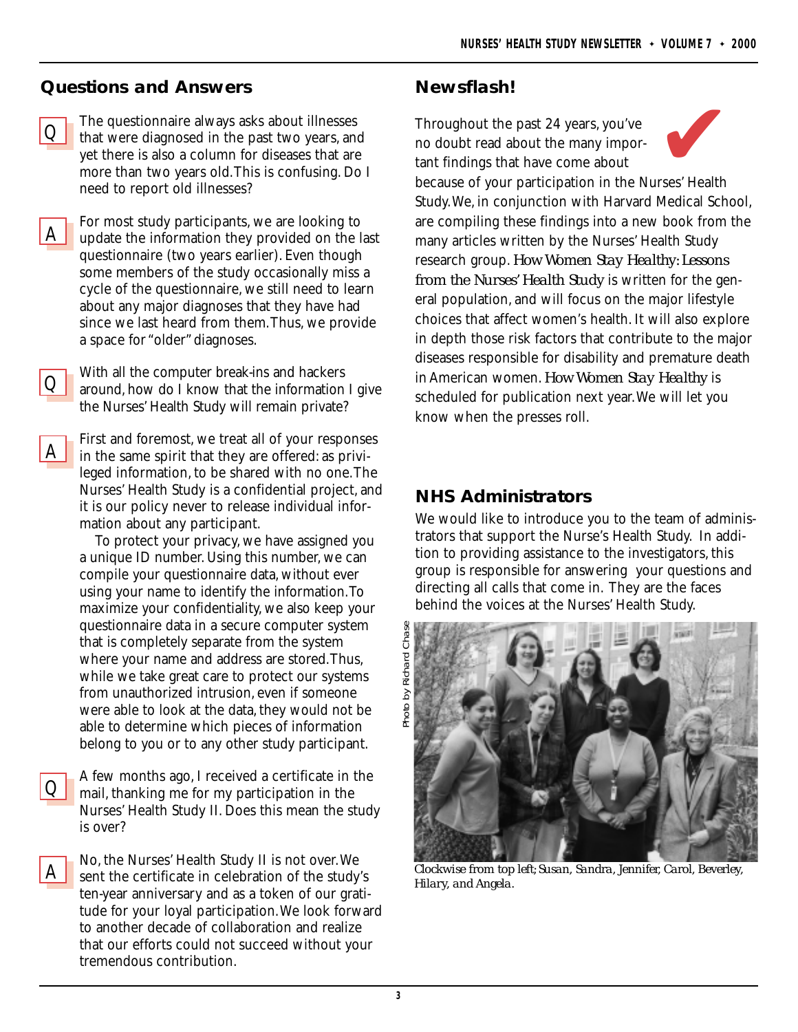## Questions and Answers

**Q** The questionnaire always asks about illnesses that were diagnosed in the past two years, and yet there is also a column for diseases that are more than two years old. This is confusing. Do I need to report old illnesses?

**A** For most study participants, we are looking to update the information they provided on the last questionnaire (two years earlier). Even though some members of the study occasionally miss a cycle of the questionnaire, we still need to learn about any major diagnoses that they have had since we last heard from them. Thus, we provide a space for "older" diagnoses.

**Q** With all the computer break-ins and hackers around, how do I know that the information I give the Nurses' Health Study will remain private?

**A** First and foremost, we treat all of your responses in the same spirit that they are offered: as privileged information, to be shared with no one. The Nurses' Health Study is a confidential project, and it is our policy never to release individual information about any participant.

To protect your privacy, we have assigned you a unique ID number. Using this number, we can compile your questionnaire data, without ever using your name to identify the information. To maximize your confidentiality, we also keep your questionnaire data in a secure computer system that is completely separate from the system where your name and address are stored. Thus, while we take great care to protect our systems from unauthorized intrusion, even if someone were able to look at the data, they would not be able to determine which pieces of information belong to you or to any other study participant.

**Q** A few months ago, I received a certificate in the mail, thanking me for my participation in the Nurses' Health Study II. Does this mean the study is over?

**A** No, the Nurses' Health Study II is not over. We sent the certificate in celebration of the study's ten-year anniversary and as a token of our gratitude for your loyal participation. We look forward to another decade of collaboration and realize that our efforts could not succeed without your tremendous contribution.

## Newsflash!

Throughout the past 24 years, you've no doubt read about the many important findings that have come about because of your participation in the Nurses' Health Study. We, in conjunction with Harvard Medical School, are compiling these findings into a new book from the many articles written by the Nurses' Health Study research group. *How Women Stay Healthy: Lessons from the Nurses' Health Study* is written for the general population, and will focus on the major lifestyle choices that affect women's health. It will also explore in depth those risk factors that contribute to the major diseases responsible for disability and premature death in American women. *How Women Stay Healthy* is scheduled for publication next year. We will let you know when the presses roll.

## NHS Administrators

We would like to introduce you to the team of administrators that support the Nurse's Health Study. In addition to providing assistance to the investigators, this group is responsible for answering your questions and directing all calls that come in. They are the faces behind the voices at the Nurses' Health Study.

Photo by Richard Chase

*Clockwise from top left; Susan, Sandra, Jennifer, Carol, Beverley, Hilary, and Angela.*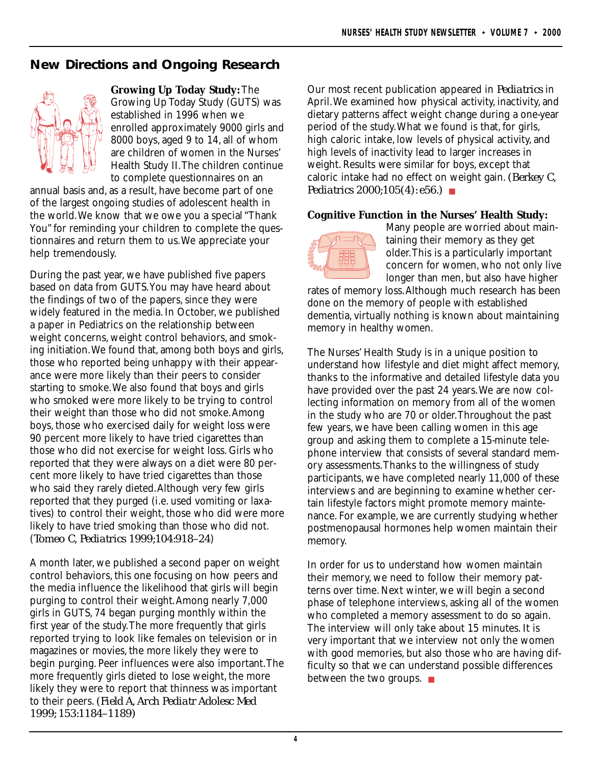## New Directions and Ongoing Research

**Growing Up Today Study:** The Growing Up Today Study (GUTS) was established in 1996 when we enrolled approximately 9000 girls and 8000 boys, aged 9 to 14, all of whom are children of women in the Nurses' Health Study II. The children continue to complete questionnaires on an annual basis and, as a result, have become part of one of the largest ongoing studies of adolescent health in the world. We know that we owe you a special "Thank You" for reminding your children to complete the questionnaires and return them to us. We appreciate your help tremendously.

During the past year, we have published five papers based on data from GUTS. You may have heard about the findings of two of the papers, since they were widely featured in the media. In October, we published a paper in Pediatrics on the relationship between weight concerns, weight control behaviors, and smoking initiation. We found that, among both boys and girls, those who reported being unhappy with their appearance were more likely than their peers to consider starting to smoke. We also found that boys and girls who smoked were more likely to be trying to control their weight than those who did not smoke. Among boys, those who exercised daily for weight loss were 90 percent more likely to have tried cigarettes than those who did not exercise for weight loss. Girls who reported that they were always on a diet were 80 percent more likely to have tried cigarettes than those who said they rarely dieted. Although very few girls reported that they purged (i.e. used vomiting or laxatives) to control their weight, those who did were more likely to have tried smoking than those who did not. (*Tomeo C, Pediatrics* 1999;104:918–24)

A month later, we published a second paper on weight control behaviors, this one focusing on how peers and the media influence the likelihood that girls will begin purging to control their weight. Among nearly 7,000 girls in GUTS, 74 began purging monthly within the first year of the study. The more frequently that girls reported trying to look like females on television or in magazines or movies, the more likely they were to begin purging. Peer influences were also important. The more frequently girls dieted to lose weight, the more likely they were to report that thinness was important to their peers. (*Field A, Arch Pediatr Adolesc Med* 1999; 153:1184–1189)

Our most recent publication appeared in *Pediatrics* in April. We examined how physical activity, inactivity, and dietary patterns affect weight change during a one-year period of the study. What we found is that, for girls, high caloric intake, low levels of physical activity, and high levels of inactivity lead to larger increases in weight. Results were similar for boys, except that caloric intake had no effect on weight gain. (*Berkey C, Pediatrics* 2000;105(4): e56.)

**Cognitive Function in the Nurses' Health Study:** Many people are worried about maintaining their memory as they get older. This is a particularly important concern for women, who not only live longer than men, but also have higher rates of memory loss. Although much research has been done on the memory of people with established dementia, virtually nothing is known about maintaining memory in healthy women.

The Nurses' Health Study is in a unique position to understand how lifestyle and diet might affect memory, thanks to the informative and detailed lifestyle data you have provided over the past 24 years. We are now collecting information on memory from all of the women in the study who are 70 or older. Throughout the past few years, we have been calling women in this age group and asking them to complete a 15-minute telephone interview that consists of several standard memory assessments. Thanks to the willingness of study participants, we have completed nearly 11,000 of these interviews and are beginning to examine whether certain lifestyle factors might promote memory maintenance. For example, we are currently studying whether postmenopausal hormones help women maintain their memory.

In order for us to understand how women maintain their memory, we need to follow their memory patterns over time. Next winter, we will begin a second phase of telephone interviews, asking all of the women who completed a memory assessment to do so again. The interview will only take about 15 minutes. It is very important that we interview not only the women with good memories, but also those who are having difficulty so that we can understand possible differences between the two groups.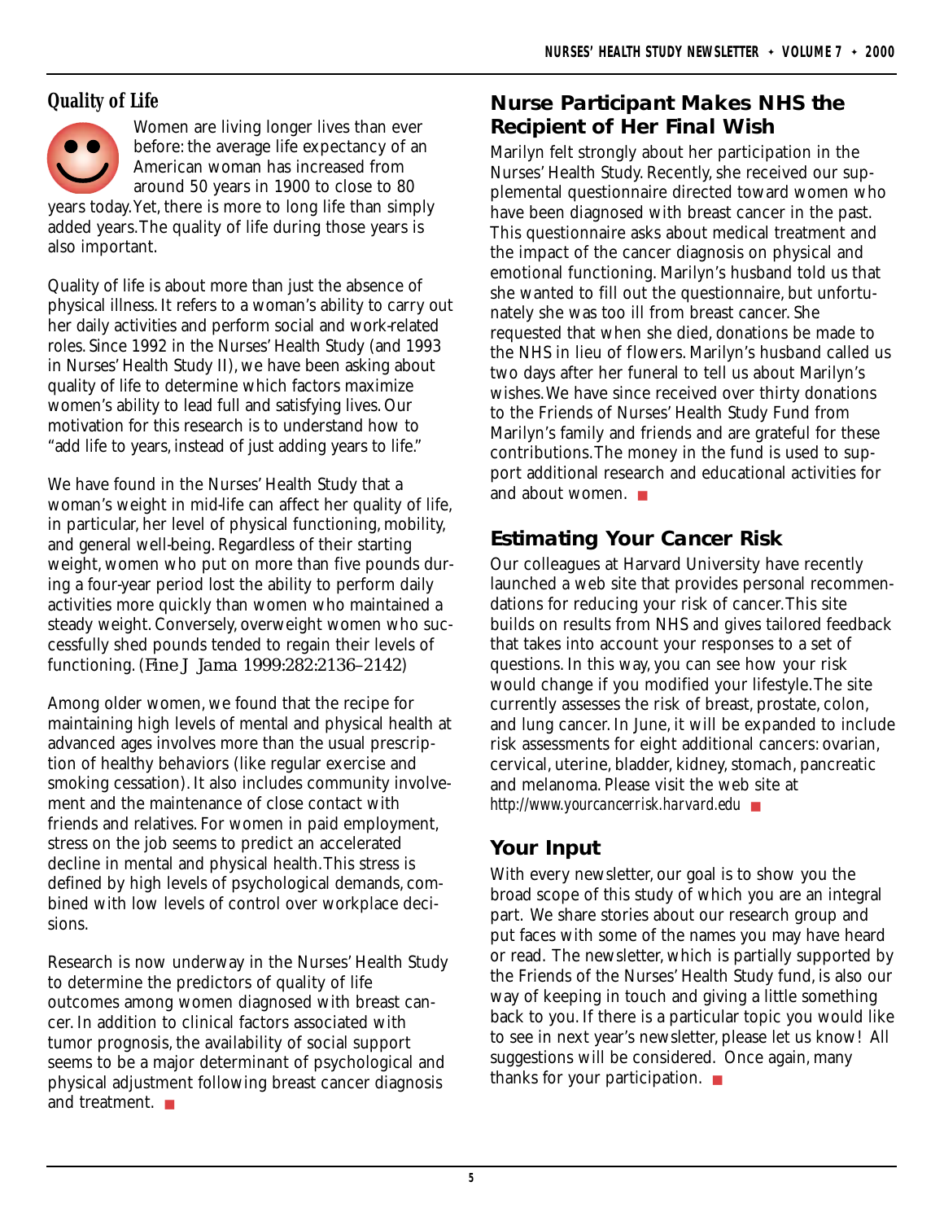## Quality of Life

Women are living longer lives than ever before: the average life expectancy of an American woman has increased from around 50 years in 1900 to close to 80 years today. Yet, there is more to long life than simply added years. The quality of life during those years is also important.

Quality of life is about more than just the absence of physical illness. It refers to a woman's ability to carry out her daily activities and perform social and work-related roles. Since 1992 in the Nurses' Health Study (and 1993 in Nurses' Health Study II), we have been asking about quality of life to determine which factors maximize women's ability to lead full and satisfying lives. Our motivation for this research is to understand how to "add life to years, instead of just adding years to life."

We have found in the Nurses' Health Study that a woman's weight in mid-life can affect her quality of life, in particular, her level of physical functioning, mobility, and general well-being. Regardless of their starting weight, women who put on more than five pounds during a four-year period lost the ability to perform daily activities more quickly than women who maintained a steady weight. Conversely, overweight women who successfully shed pounds tended to regain their levels of functioning. (Fine J Jama 1999:282:2136–2142)

Among older women, we found that the recipe for maintaining high levels of mental and physical health at advanced ages involves more than the usual prescription of healthy behaviors (like regular exercise and smoking cessation). It also includes community involvement and the maintenance of close contact with friends and relatives. For women in paid employment, stress on the job seems to predict an accelerated decline in mental and physical health. This stress is defined by high levels of psychological demands, combined with low levels of control over workplace decisions.

Research is now underway in the Nurses' Health Study to determine the predictors of quality of life outcomes among women diagnosed with breast cancer. In addition to clinical factors associated with tumor prognosis, the availability of social support seems to be a major determinant of psychological and physical adjustment following breast cancer diagnosis and treatment. ■

## Nurse Participant Makes NHS the Recipient of Her Final Wish

Marilyn felt strongly about her participation in the Nurses' Health Study. Recently, she received our supplemental questionnaire directed toward women who have been diagnosed with breast cancer in the past. This questionnaire asks about medical treatment and the impact of the cancer diagnosis on physical and emotional functioning. Marilyn's husband told us that she wanted to fill out the questionnaire, but unfortunately she was too ill from breast cancer. She requested that when she died, donations be made to the NHS in lieu of flowers. Marilyn's husband called us two days after her funeral to tell us about Marilyn's wishes. We have since received over thirty donations to the Friends of Nurses' Health Study Fund from Marilyn's family and friends and are grateful for these contributions. The money in the fund is used to support additional research and educational activities for and about women. ■

## Estimating Your Cancer Risk

Our colleagues at Harvard University have recently launched a web site that provides personal recommendations for reducing your risk of cancer. This site builds on results from NHS and gives tailored feedback that takes into account your responses to a set of questions. In this way, you can see how your risk would change if you modified your lifestyle. The site currently assesses the risk of breast, prostate, colon, and lung cancer. In June, it will be expanded to include risk assessments for eight additional cancers: ovarian, cervical, uterine, bladder, kidney, stomach, pancreatic and melanoma. Please visit the web site at *http://www.yourcancerrisk.harvard.edu* ■

## Your Input

With every newsletter, our goal is to show you the broad scope of this study of which you are an integral part. We share stories about our research group and put faces with some of the names you may have heard or read. The newsletter, which is partially supported by the Friends of the Nurses' Health Study fund, is also our way of keeping in touch and giving a little something back to you. If there is a particular topic you would like to see in next year's newsletter, please let us know! All suggestions will be considered. Once again, many thanks for your participation. ■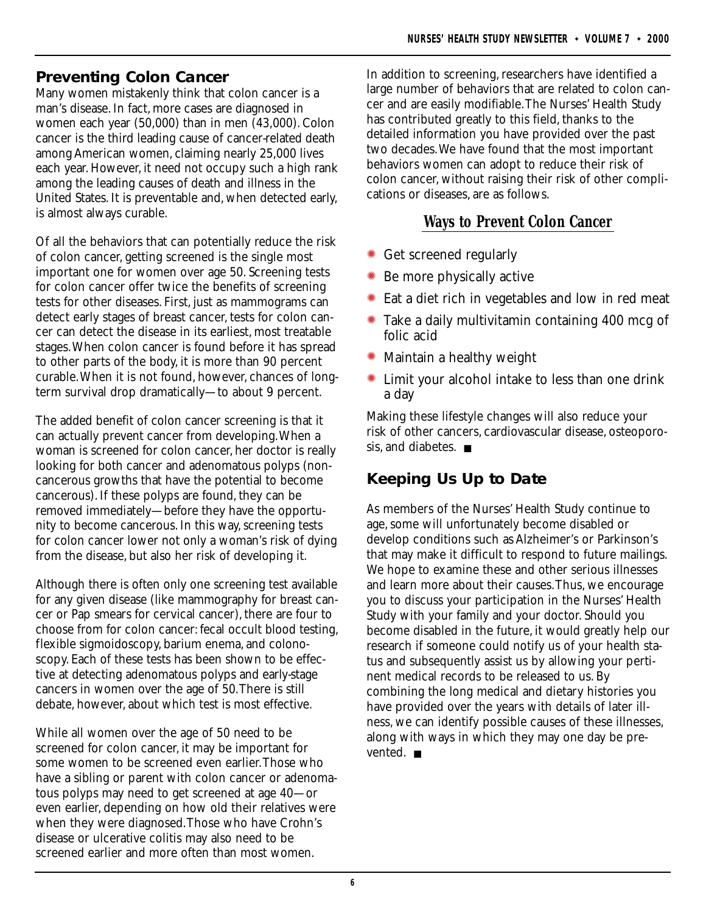## Preventing Colon Cancer

Many women mistakenly think that colon cancer is a man's disease. In fact, more cases are diagnosed in women each year (50,000) than in men (43,000). Colon cancer is the third leading cause of cancer-related death among American women, claiming nearly 25,000 lives each year. However, it need not occupy such a high rank among the leading causes of death and illness in the United States. It is preventable and, when detected early, is almost always curable.

Of all the behaviors that can potentially reduce the risk of colon cancer, getting screened is the single most important one for women over age 50. Screening tests for colon cancer offer twice the benefits of screening tests for other diseases. First, just as mammograms can detect early stages of breast cancer, tests for colon cancer can detect the disease in its earliest, most treatable stages. When colon cancer is found before it has spread to other parts of the body, it is more than 90 percent curable. When it is not found, however, chances of long-term survival drop dramatically—to about 9 percent.

The added benefit of colon cancer screening is that it can actually prevent cancer from developing. When a woman is screened for colon cancer, her doctor is really looking for both cancer and adenomatous polyps (noncancerous growths that have the potential to become cancerous). If these polyps are found, they can be removed immediately—before they have the opportunity to become cancerous. In this way, screening tests for colon cancer lower not only a woman's risk of dying from the disease, but also her risk of developing it.

Although there is often only one screening test available for any given disease (like mammography for breast cancer or Pap smears for cervical cancer), there are four to choose from for colon cancer: fecal occult blood testing, flexible sigmoidoscopy, barium enema, and colonoscopy. Each of these tests has been shown to be effective at detecting adenomatous polyps and early-stage cancers in women over the age of 50. There is still debate, however, about which test is most effective.

While all women over the age of 50 need to be screened for colon cancer, it may be important for some women to be screened even earlier. Those who have a sibling or parent with colon cancer or adenomatous polyps may need to get screened at age 40—or even earlier, depending on how old their relatives were when they were diagnosed. Those who have Crohn's disease or ulcerative colitis may also need to be screened earlier and more often than most women.

In addition to screening, researchers have identified a large number of behaviors that are related to colon cancer and are easily modifiable. The Nurses' Health Study has contributed greatly to this field, thanks to the detailed information you have provided over the past two decades. We have found that the most important behaviors women can adopt to reduce their risk of colon cancer, without raising their risk of other complications or diseases, are as follows.

### Ways to Prevent Colon Cancer

- Get screened regularly
- Be more physically active
- Eat a diet rich in vegetables and low in red meat
- Take a daily multivitamin containing 400 mcg of folic acid
- Maintain a healthy weight
- Limit your alcohol intake to less than one drink a day

Making these lifestyle changes will also reduce your risk of other cancers, cardiovascular disease, osteoporosis, and diabetes. ■

## Keeping Us Up to Date

As members of the Nurses' Health Study continue to age, some will unfortunately become disabled or develop conditions such as Alzheimer's or Parkinson's that may make it difficult to respond to future mailings. We hope to examine these and other serious illnesses and learn more about their causes. Thus, we encourage you to discuss your participation in the Nurses' Health Study with your family and your doctor. Should you become disabled in the future, it would greatly help our research if someone could notify us of your health status and subsequently assist us by allowing your pertinent medical records to be released to us. By combining the long medical and dietary histories you have provided over the years with details of later illness, we can identify possible causes of these illnesses, along with ways in which they may one day be prevented. ■